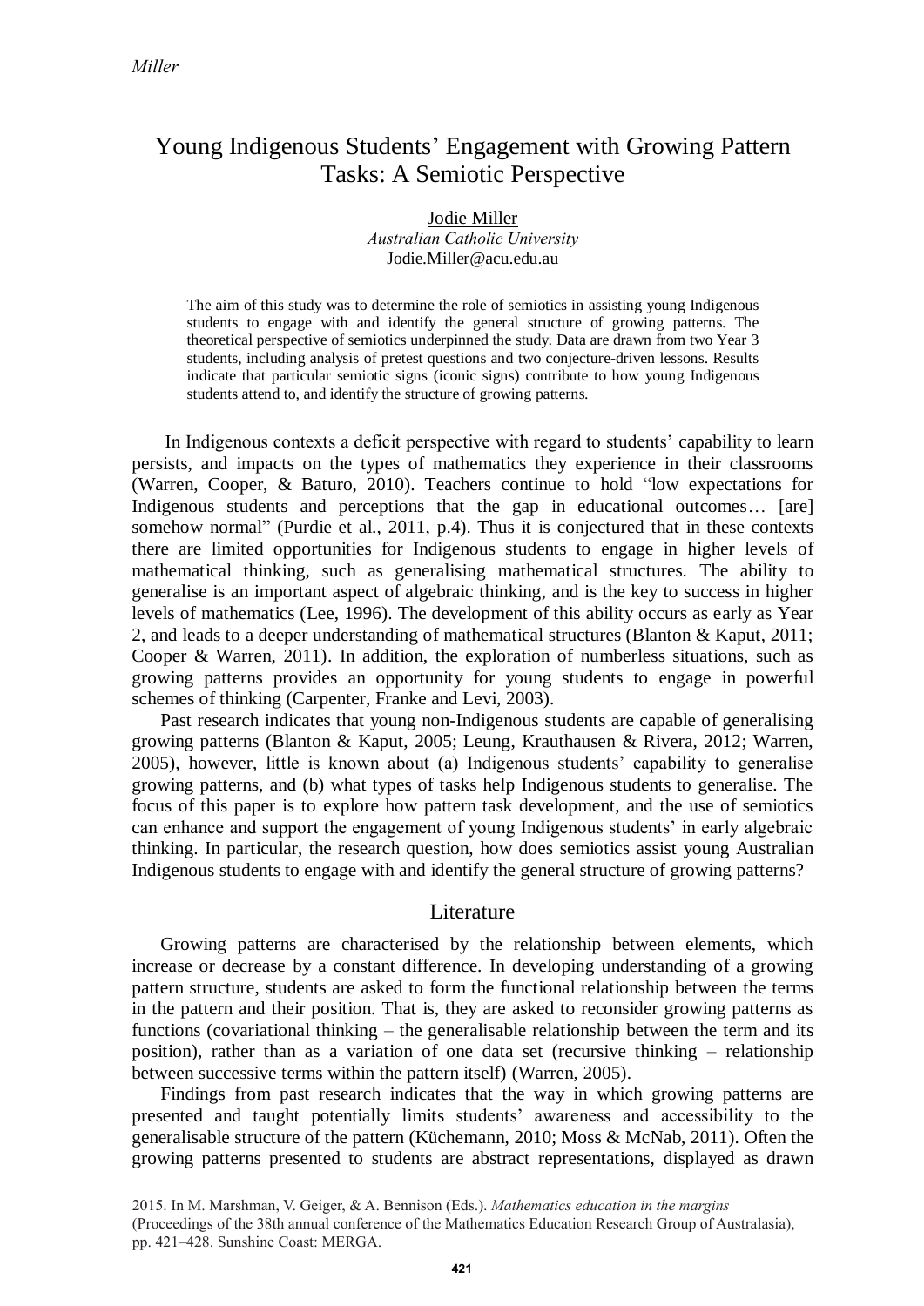# Young Indigenous Students' Engagement with Growing Pattern Tasks: A Semiotic Perspective

Jodie Miller
*Australian Catholic University*
Jodie.Miller@acu.edu.au

The aim of this study was to determine the role of semiotics in assisting young Indigenous students to engage with and identify the general structure of growing patterns. The theoretical perspective of semiotics underpinned the study. Data are drawn from two Year 3 students, including analysis of pretest questions and two conjecture-driven lessons. Results indicate that particular semiotic signs (iconic signs) contribute to how young Indigenous students attend to, and identify the structure of growing patterns.

In Indigenous contexts a deficit perspective with regard to students' capability to learn persists, and impacts on the types of mathematics they experience in their classrooms (Warren, Cooper, & Baturo, 2010). Teachers continue to hold "low expectations for Indigenous students and perceptions that the gap in educational outcomes… [are] somehow normal" (Purdie et al., 2011, p.4). Thus it is conjectured that in these contexts there are limited opportunities for Indigenous students to engage in higher levels of mathematical thinking, such as generalising mathematical structures. The ability to generalise is an important aspect of algebraic thinking, and is the key to success in higher levels of mathematics (Lee, 1996). The development of this ability occurs as early as Year 2, and leads to a deeper understanding of mathematical structures (Blanton & Kaput, 2011; Cooper & Warren, 2011). In addition, the exploration of numberless situations, such as growing patterns provides an opportunity for young students to engage in powerful schemes of thinking (Carpenter, Franke and Levi, 2003).

Past research indicates that young non-Indigenous students are capable of generalising growing patterns (Blanton & Kaput, 2005; Leung, Krauthausen & Rivera, 2012; Warren, 2005), however, little is known about (a) Indigenous students' capability to generalise growing patterns, and (b) what types of tasks help Indigenous students to generalise. The focus of this paper is to explore how pattern task development, and the use of semiotics can enhance and support the engagement of young Indigenous students' in early algebraic thinking. In particular, the research question, how does semiotics assist young Australian Indigenous students to engage with and identify the general structure of growing patterns?

## Literature

Growing patterns are characterised by the relationship between elements, which increase or decrease by a constant difference. In developing understanding of a growing pattern structure, students are asked to form the functional relationship between the terms in the pattern and their position. That is, they are asked to reconsider growing patterns as functions (covariational thinking – the generalisable relationship between the term and its position), rather than as a variation of one data set (recursive thinking – relationship between successive terms within the pattern itself) (Warren, 2005).

Findings from past research indicates that the way in which growing patterns are presented and taught potentially limits students' awareness and accessibility to the generalisable structure of the pattern (Küchemann, 2010; Moss & McNab, 2011). Often the growing patterns presented to students are abstract representations, displayed as drawn

2015. In M. Marshman, V. Geiger, & A. Bennison (Eds.). *Mathematics education in the margins* (Proceedings of the 38th annual conference of the Mathematics Education Research Group of Australasia), pp. 421–428. Sunshine Coast: MERGA.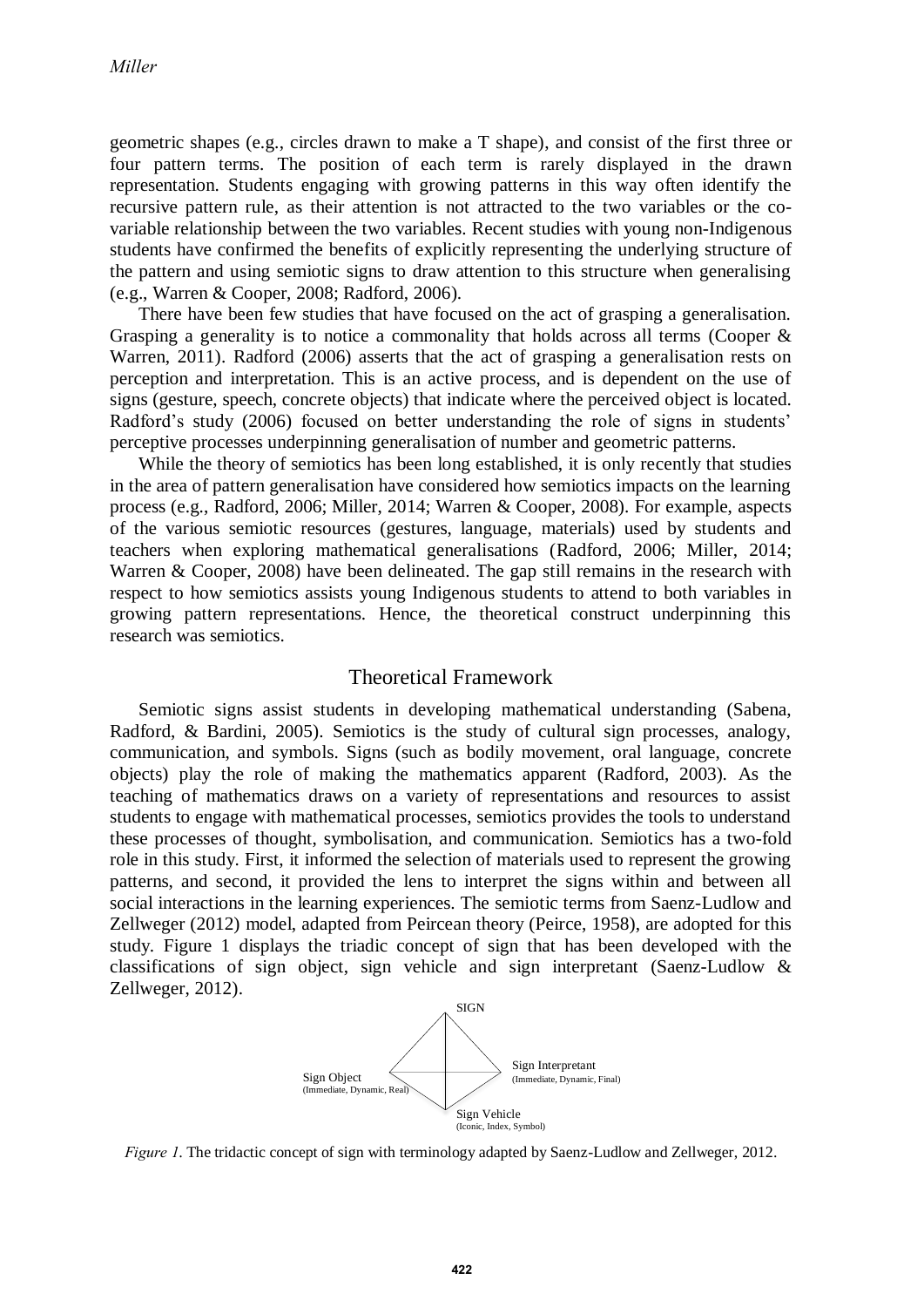geometric shapes (e.g., circles drawn to make a T shape), and consist of the first three or four pattern terms. The position of each term is rarely displayed in the drawn representation. Students engaging with growing patterns in this way often identify the recursive pattern rule, as their attention is not attracted to the two variables or the co-variable relationship between the two variables. Recent studies with young non-Indigenous students have confirmed the benefits of explicitly representing the underlying structure of the pattern and using semiotic signs to draw attention to this structure when generalising (e.g., Warren & Cooper, 2008; Radford, 2006).

There have been few studies that have focused on the act of grasping a generalisation. Grasping a generality is to notice a commonality that holds across all terms (Cooper & Warren, 2011). Radford (2006) asserts that the act of grasping a generalisation rests on perception and interpretation. This is an active process, and is dependent on the use of signs (gesture, speech, concrete objects) that indicate where the perceived object is located. Radford's study (2006) focused on better understanding the role of signs in students' perceptive processes underpinning generalisation of number and geometric patterns.

While the theory of semiotics has been long established, it is only recently that studies in the area of pattern generalisation have considered how semiotics impacts on the learning process (e.g., Radford, 2006; Miller, 2014; Warren & Cooper, 2008). For example, aspects of the various semiotic resources (gestures, language, materials) used by students and teachers when exploring mathematical generalisations (Radford, 2006; Miller, 2014; Warren & Cooper, 2008) have been delineated. The gap still remains in the research with respect to how semiotics assists young Indigenous students to attend to both variables in growing pattern representations. Hence, the theoretical construct underpinning this research was semiotics.

## Theoretical Framework

Semiotic signs assist students in developing mathematical understanding (Sabena, Radford, & Bardini, 2005). Semiotics is the study of cultural sign processes, analogy, communication, and symbols. Signs (such as bodily movement, oral language, concrete objects) play the role of making the mathematics apparent (Radford, 2003). As the teaching of mathematics draws on a variety of representations and resources to assist students to engage with mathematical processes, semiotics provides the tools to understand these processes of thought, symbolisation, and communication. Semiotics has a two-fold role in this study. First, it informed the selection of materials used to represent the growing patterns, and second, it provided the lens to interpret the signs within and between all social interactions in the learning experiences. The semiotic terms from Saenz-Ludlow and Zellweger (2012) model, adapted from Peircean theory (Peirce, 1958), are adopted for this study. Figure 1 displays the triadic concept of sign that has been developed with the classifications of sign object, sign vehicle and sign interpretant (Saenz-Ludlow & Zellweger, 2012).

SIGN

Sign Object
(Immediate, Dynamic, Real)

Sign Interpretant
(Immediate, Dynamic, Final)

Sign Vehicle
(Iconic, Index, Symbol)

*Figure 1.* The tridactic concept of sign with terminology adapted by Saenz-Ludlow and Zellweger, 2012.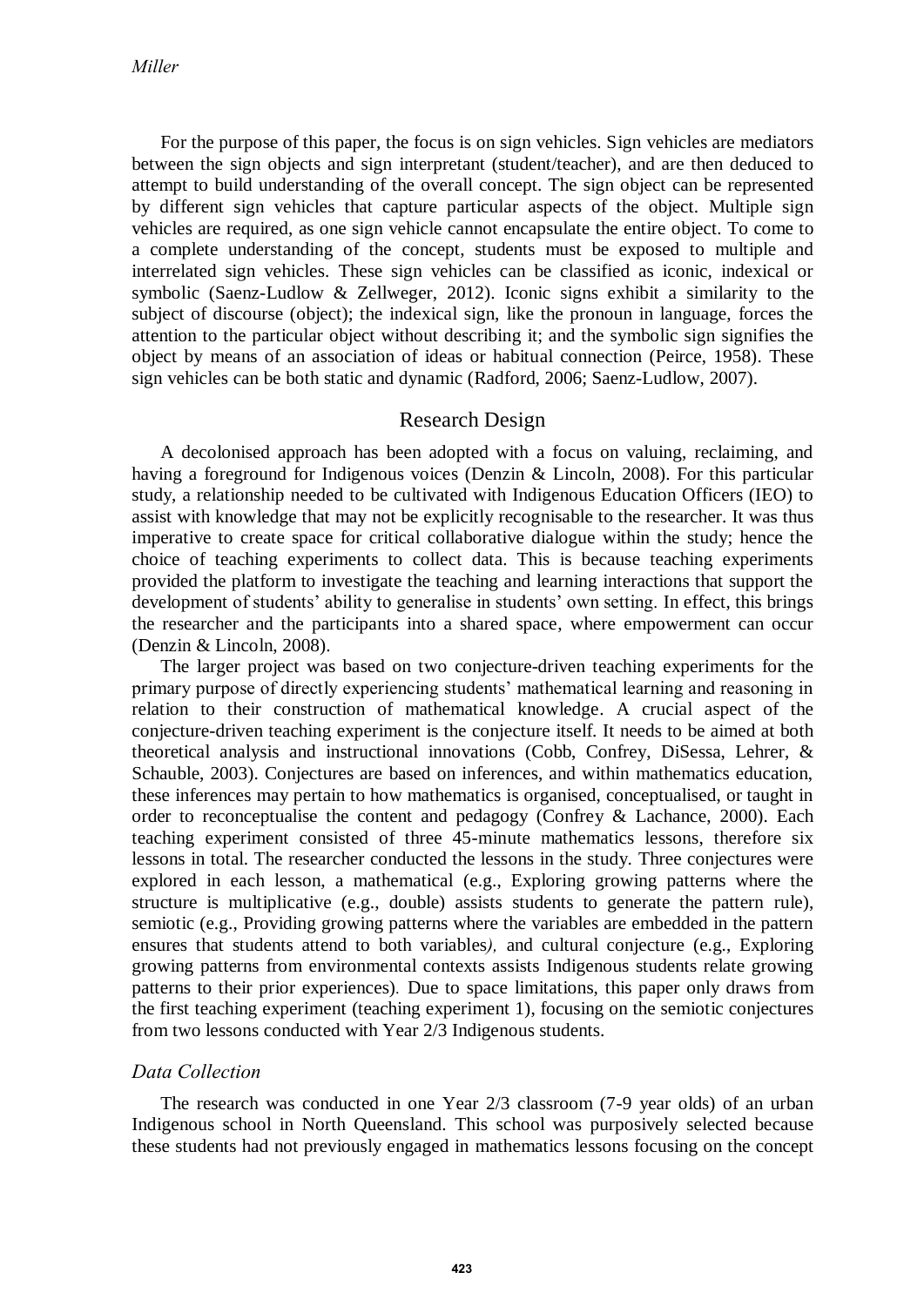For the purpose of this paper, the focus is on sign vehicles. Sign vehicles are mediators between the sign objects and sign interpretant (student/teacher), and are then deduced to attempt to build understanding of the overall concept. The sign object can be represented by different sign vehicles that capture particular aspects of the object. Multiple sign vehicles are required, as one sign vehicle cannot encapsulate the entire object. To come to a complete understanding of the concept, students must be exposed to multiple and interrelated sign vehicles. These sign vehicles can be classified as iconic, indexical or symbolic (Saenz-Ludlow & Zellweger, 2012). Iconic signs exhibit a similarity to the subject of discourse (object); the indexical sign, like the pronoun in language, forces the attention to the particular object without describing it; and the symbolic sign signifies the object by means of an association of ideas or habitual connection (Peirce, 1958). These sign vehicles can be both static and dynamic (Radford, 2006; Saenz-Ludlow, 2007).

## Research Design

A decolonised approach has been adopted with a focus on valuing, reclaiming, and having a foreground for Indigenous voices (Denzin & Lincoln, 2008). For this particular study, a relationship needed to be cultivated with Indigenous Education Officers (IEO) to assist with knowledge that may not be explicitly recognisable to the researcher. It was thus imperative to create space for critical collaborative dialogue within the study; hence the choice of teaching experiments to collect data. This is because teaching experiments provided the platform to investigate the teaching and learning interactions that support the development of students' ability to generalise in students' own setting. In effect, this brings the researcher and the participants into a shared space, where empowerment can occur (Denzin & Lincoln, 2008).

The larger project was based on two conjecture-driven teaching experiments for the primary purpose of directly experiencing students' mathematical learning and reasoning in relation to their construction of mathematical knowledge. A crucial aspect of the conjecture-driven teaching experiment is the conjecture itself. It needs to be aimed at both theoretical analysis and instructional innovations (Cobb, Confrey, DiSessa, Lehrer, & Schauble, 2003). Conjectures are based on inferences, and within mathematics education, these inferences may pertain to how mathematics is organised, conceptualised, or taught in order to reconceptualise the content and pedagogy (Confrey & Lachance, 2000). Each teaching experiment consisted of three 45-minute mathematics lessons, therefore six lessons in total. The researcher conducted the lessons in the study. Three conjectures were explored in each lesson, a mathematical (e.g., Exploring growing patterns where the structure is multiplicative (e.g., double) assists students to generate the pattern rule), semiotic (e.g., Providing growing patterns where the variables are embedded in the pattern ensures that students attend to both variables*),* and cultural conjecture (e.g., Exploring growing patterns from environmental contexts assists Indigenous students relate growing patterns to their prior experiences). Due to space limitations, this paper only draws from the first teaching experiment (teaching experiment 1), focusing on the semiotic conjectures from two lessons conducted with Year 2/3 Indigenous students.

### *Data Collection*

The research was conducted in one Year 2/3 classroom (7-9 year olds) of an urban Indigenous school in North Queensland. This school was purposively selected because these students had not previously engaged in mathematics lessons focusing on the concept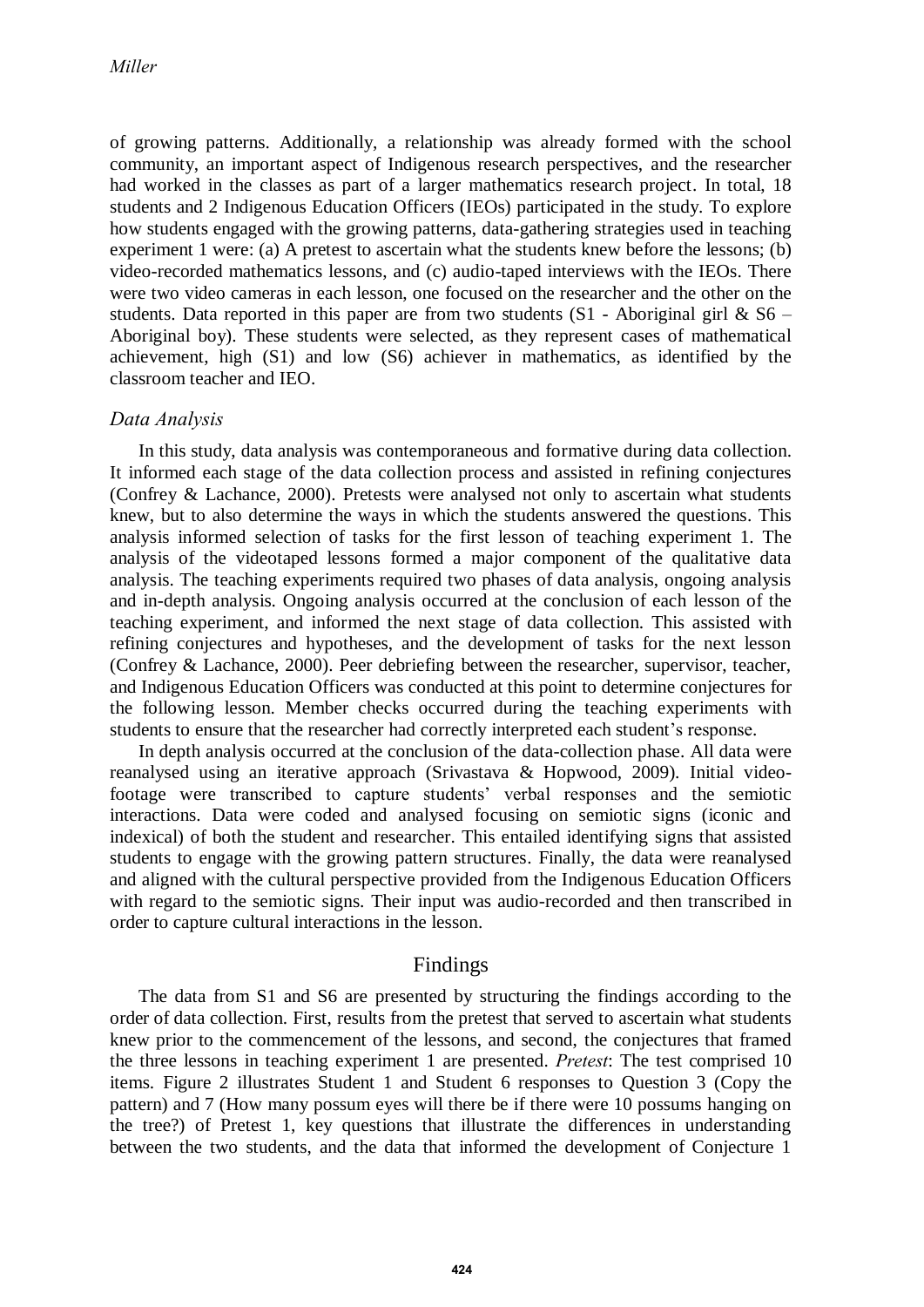of growing patterns. Additionally, a relationship was already formed with the school community, an important aspect of Indigenous research perspectives, and the researcher had worked in the classes as part of a larger mathematics research project. In total, 18 students and 2 Indigenous Education Officers (IEOs) participated in the study. To explore how students engaged with the growing patterns, data-gathering strategies used in teaching experiment 1 were: (a) A pretest to ascertain what the students knew before the lessons; (b) video-recorded mathematics lessons, and (c) audio-taped interviews with the IEOs. There were two video cameras in each lesson, one focused on the researcher and the other on the students. Data reported in this paper are from two students (S1 - Aboriginal girl & S6 – Aboriginal boy). These students were selected, as they represent cases of mathematical achievement, high (S1) and low (S6) achiever in mathematics, as identified by the classroom teacher and IEO.

### *Data Analysis*

In this study, data analysis was contemporaneous and formative during data collection. It informed each stage of the data collection process and assisted in refining conjectures (Confrey & Lachance, 2000). Pretests were analysed not only to ascertain what students knew, but to also determine the ways in which the students answered the questions. This analysis informed selection of tasks for the first lesson of teaching experiment 1. The analysis of the videotaped lessons formed a major component of the qualitative data analysis. The teaching experiments required two phases of data analysis, ongoing analysis and in-depth analysis. Ongoing analysis occurred at the conclusion of each lesson of the teaching experiment, and informed the next stage of data collection. This assisted with refining conjectures and hypotheses, and the development of tasks for the next lesson (Confrey & Lachance, 2000). Peer debriefing between the researcher, supervisor, teacher, and Indigenous Education Officers was conducted at this point to determine conjectures for the following lesson. Member checks occurred during the teaching experiments with students to ensure that the researcher had correctly interpreted each student's response.

In depth analysis occurred at the conclusion of the data-collection phase. All data were reanalysed using an iterative approach (Srivastava & Hopwood, 2009). Initial video-footage were transcribed to capture students' verbal responses and the semiotic interactions. Data were coded and analysed focusing on semiotic signs (iconic and indexical) of both the student and researcher. This entailed identifying signs that assisted students to engage with the growing pattern structures. Finally, the data were reanalysed and aligned with the cultural perspective provided from the Indigenous Education Officers with regard to the semiotic signs. Their input was audio-recorded and then transcribed in order to capture cultural interactions in the lesson.

## Findings

The data from S1 and S6 are presented by structuring the findings according to the order of data collection. First, results from the pretest that served to ascertain what students knew prior to the commencement of the lessons, and second, the conjectures that framed the three lessons in teaching experiment 1 are presented. *Pretest*: The test comprised 10 items. Figure 2 illustrates Student 1 and Student 6 responses to Question 3 (Copy the pattern) and 7 (How many possum eyes will there be if there were 10 possums hanging on the tree?) of Pretest 1, key questions that illustrate the differences in understanding between the two students, and the data that informed the development of Conjecture 1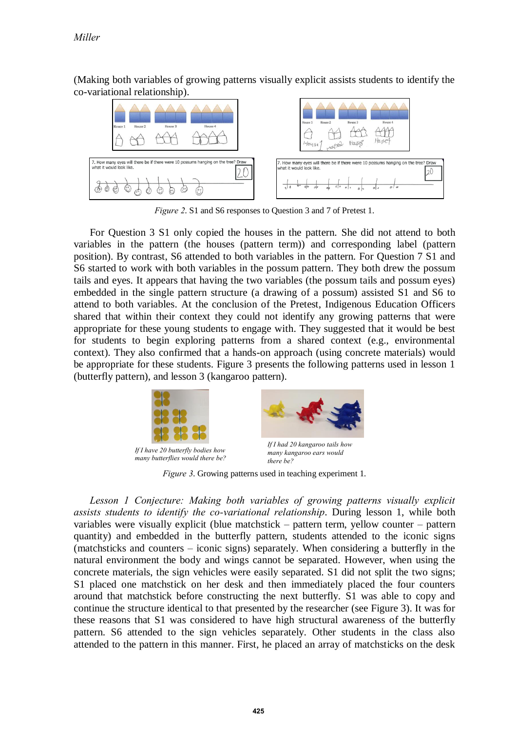(Making both variables of growing patterns visually explicit assists students to identify the co-variational relationship).

*Figure 2.* S1 and S6 responses to Question 3 and 7 of Pretest 1.

For Question 3 S1 only copied the houses in the pattern. She did not attend to both variables in the pattern (the houses (pattern term)) and corresponding label (pattern position). By contrast, S6 attended to both variables in the pattern. For Question 7 S1 and S6 started to work with both variables in the possum pattern. They both drew the possum tails and eyes. It appears that having the two variables (the possum tails and possum eyes) embedded in the single pattern structure (a drawing of a possum) assisted S1 and S6 to attend to both variables. At the conclusion of the Pretest, Indigenous Education Officers shared that within their context they could not identify any growing patterns that were appropriate for these young students to engage with. They suggested that it would be best for students to begin exploring patterns from a shared context (e.g., environmental context). They also confirmed that a hands-on approach (using concrete materials) would be appropriate for these students. Figure 3 presents the following patterns used in lesson 1 (butterfly pattern), and lesson 3 (kangaroo pattern).

*If I have 20 butterfly bodies how many butterflies would there be?*

*If I had 20 kangaroo tails how many kangaroo ears would there be?*

*Figure 3.* Growing patterns used in teaching experiment 1.

*Lesson 1 Conjecture: Making both variables of growing patterns visually explicit assists students to identify the co-variational relationship*. During lesson 1, while both variables were visually explicit (blue matchstick – pattern term, yellow counter – pattern quantity) and embedded in the butterfly pattern, students attended to the iconic signs (matchsticks and counters – iconic signs) separately. When considering a butterfly in the natural environment the body and wings cannot be separated. However, when using the concrete materials, the sign vehicles were easily separated. S1 did not split the two signs; S1 placed one matchstick on her desk and then immediately placed the four counters around that matchstick before constructing the next butterfly. S1 was able to copy and continue the structure identical to that presented by the researcher (see Figure 3). It was for these reasons that S1 was considered to have high structural awareness of the butterfly pattern. S6 attended to the sign vehicles separately. Other students in the class also attended to the pattern in this manner. First, he placed an array of matchsticks on the desk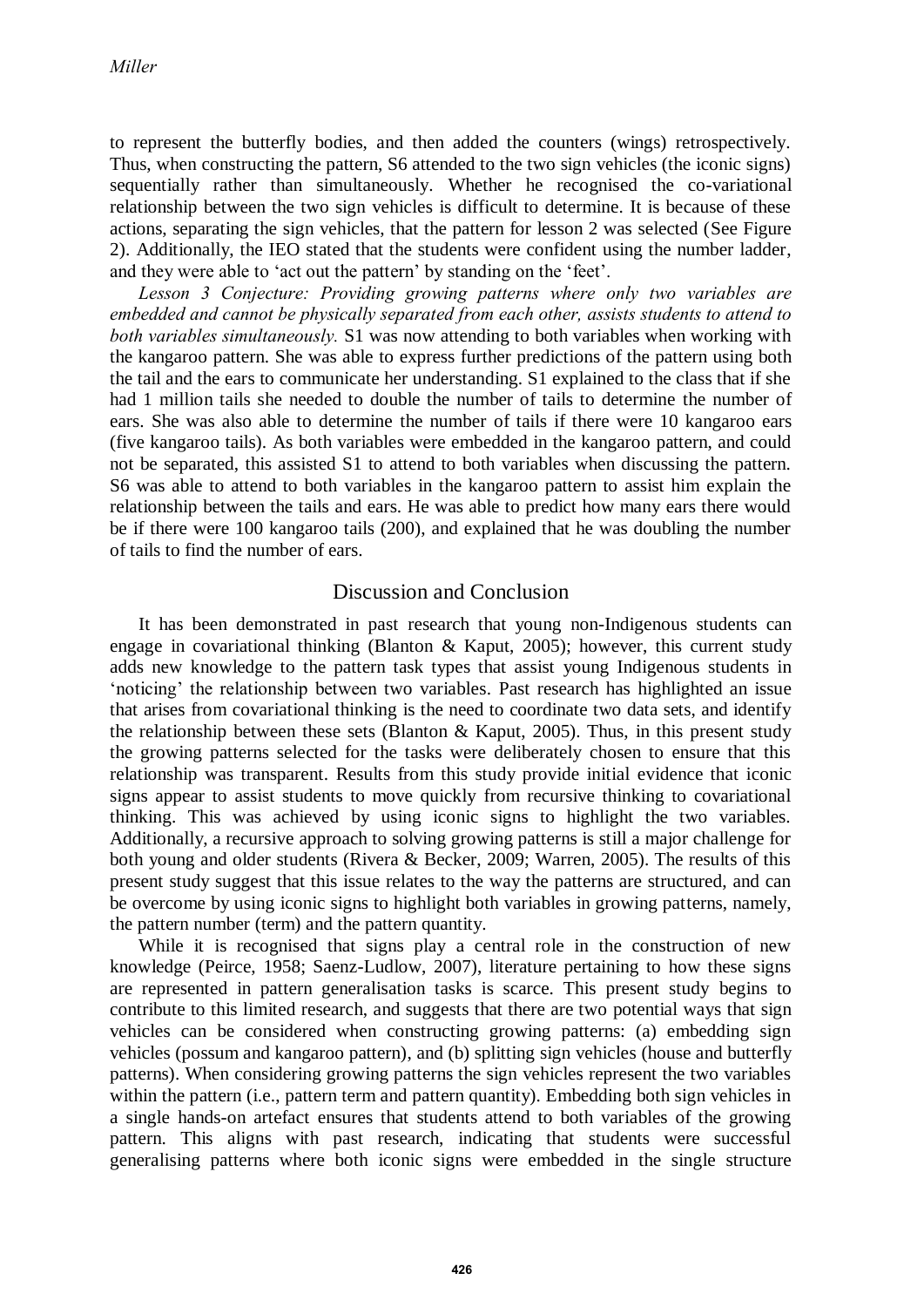to represent the butterfly bodies, and then added the counters (wings) retrospectively. Thus, when constructing the pattern, S6 attended to the two sign vehicles (the iconic signs) sequentially rather than simultaneously. Whether he recognised the co-variational relationship between the two sign vehicles is difficult to determine. It is because of these actions, separating the sign vehicles, that the pattern for lesson 2 was selected (See Figure 2). Additionally, the IEO stated that the students were confident using the number ladder, and they were able to 'act out the pattern' by standing on the 'feet'.

*Lesson 3 Conjecture: Providing growing patterns where only two variables are embedded and cannot be physically separated from each other, assists students to attend to both variables simultaneously.* S1 was now attending to both variables when working with the kangaroo pattern. She was able to express further predictions of the pattern using both the tail and the ears to communicate her understanding. S1 explained to the class that if she had 1 million tails she needed to double the number of tails to determine the number of ears. She was also able to determine the number of tails if there were 10 kangaroo ears (five kangaroo tails). As both variables were embedded in the kangaroo pattern, and could not be separated, this assisted S1 to attend to both variables when discussing the pattern. S6 was able to attend to both variables in the kangaroo pattern to assist him explain the relationship between the tails and ears. He was able to predict how many ears there would be if there were 100 kangaroo tails (200), and explained that he was doubling the number of tails to find the number of ears.

## Discussion and Conclusion

It has been demonstrated in past research that young non-Indigenous students can engage in covariational thinking (Blanton & Kaput, 2005); however, this current study adds new knowledge to the pattern task types that assist young Indigenous students in 'noticing' the relationship between two variables. Past research has highlighted an issue that arises from covariational thinking is the need to coordinate two data sets, and identify the relationship between these sets (Blanton & Kaput, 2005). Thus, in this present study the growing patterns selected for the tasks were deliberately chosen to ensure that this relationship was transparent. Results from this study provide initial evidence that iconic signs appear to assist students to move quickly from recursive thinking to covariational thinking. This was achieved by using iconic signs to highlight the two variables. Additionally, a recursive approach to solving growing patterns is still a major challenge for both young and older students (Rivera & Becker, 2009; Warren, 2005). The results of this present study suggest that this issue relates to the way the patterns are structured, and can be overcome by using iconic signs to highlight both variables in growing patterns, namely, the pattern number (term) and the pattern quantity.

While it is recognised that signs play a central role in the construction of new knowledge (Peirce, 1958; Saenz-Ludlow, 2007), literature pertaining to how these signs are represented in pattern generalisation tasks is scarce. This present study begins to contribute to this limited research, and suggests that there are two potential ways that sign vehicles can be considered when constructing growing patterns: (a) embedding sign vehicles (possum and kangaroo pattern), and (b) splitting sign vehicles (house and butterfly patterns). When considering growing patterns the sign vehicles represent the two variables within the pattern (i.e., pattern term and pattern quantity). Embedding both sign vehicles in a single hands-on artefact ensures that students attend to both variables of the growing pattern. This aligns with past research, indicating that students were successful generalising patterns where both iconic signs were embedded in the single structure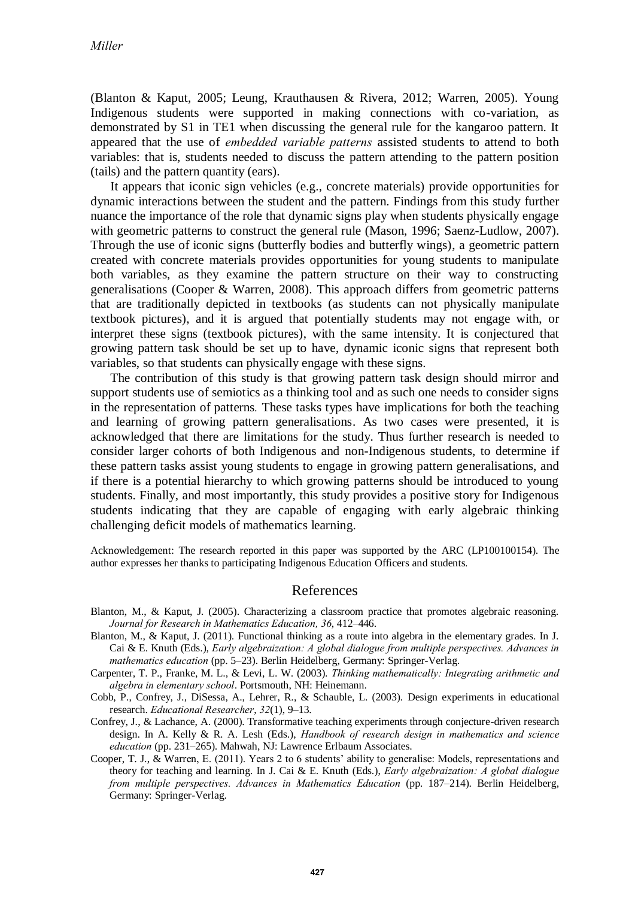(Blanton & Kaput, 2005; Leung, Krauthausen & Rivera, 2012; Warren, 2005). Young Indigenous students were supported in making connections with co-variation, as demonstrated by S1 in TE1 when discussing the general rule for the kangaroo pattern. It appeared that the use of *embedded variable patterns* assisted students to attend to both variables: that is, students needed to discuss the pattern attending to the pattern position (tails) and the pattern quantity (ears).

It appears that iconic sign vehicles (e.g., concrete materials) provide opportunities for dynamic interactions between the student and the pattern. Findings from this study further nuance the importance of the role that dynamic signs play when students physically engage with geometric patterns to construct the general rule (Mason, 1996; Saenz-Ludlow, 2007). Through the use of iconic signs (butterfly bodies and butterfly wings), a geometric pattern created with concrete materials provides opportunities for young students to manipulate both variables, as they examine the pattern structure on their way to constructing generalisations (Cooper & Warren, 2008). This approach differs from geometric patterns that are traditionally depicted in textbooks (as students can not physically manipulate textbook pictures), and it is argued that potentially students may not engage with, or interpret these signs (textbook pictures), with the same intensity. It is conjectured that growing pattern task should be set up to have, dynamic iconic signs that represent both variables, so that students can physically engage with these signs.

The contribution of this study is that growing pattern task design should mirror and support students use of semiotics as a thinking tool and as such one needs to consider signs in the representation of patterns. These tasks types have implications for both the teaching and learning of growing pattern generalisations. As two cases were presented, it is acknowledged that there are limitations for the study. Thus further research is needed to consider larger cohorts of both Indigenous and non-Indigenous students, to determine if these pattern tasks assist young students to engage in growing pattern generalisations, and if there is a potential hierarchy to which growing patterns should be introduced to young students. Finally, and most importantly, this study provides a positive story for Indigenous students indicating that they are capable of engaging with early algebraic thinking challenging deficit models of mathematics learning.

Acknowledgement: The research reported in this paper was supported by the ARC (LP100100154). The author expresses her thanks to participating Indigenous Education Officers and students.

## References

Blanton, M., & Kaput, J. (2005). Characterizing a classroom practice that promotes algebraic reasoning. *Journal for Research in Mathematics Education, 36*, 412–446.

Blanton, M., & Kaput, J. (2011). Functional thinking as a route into algebra in the elementary grades. In J. Cai & E. Knuth (Eds.), *Early algebraization: A global dialogue from multiple perspectives. Advances in mathematics education* (pp. 5–23). Berlin Heidelberg, Germany: Springer-Verlag.

Carpenter, T. P., Franke, M. L., & Levi, L. W. (2003). *Thinking mathematically: Integrating arithmetic and algebra in elementary school*. Portsmouth, NH: Heinemann.

Cobb, P., Confrey, J., DiSessa, A., Lehrer, R., & Schauble, L. (2003). Design experiments in educational research. *Educational Researcher*, *32*(1), 9–13.

Confrey, J., & Lachance, A. (2000). Transformative teaching experiments through conjecture-driven research design. In A. Kelly & R. A. Lesh (Eds.), *Handbook of research design in mathematics and science education* (pp. 231–265). Mahwah, NJ: Lawrence Erlbaum Associates.

Cooper, T. J., & Warren, E. (2011). Years 2 to 6 students' ability to generalise: Models, representations and theory for teaching and learning. In J. Cai & E. Knuth (Eds.), *Early algebraization: A global dialogue from multiple perspectives. Advances in Mathematics Education* (pp. 187–214). Berlin Heidelberg, Germany: Springer-Verlag.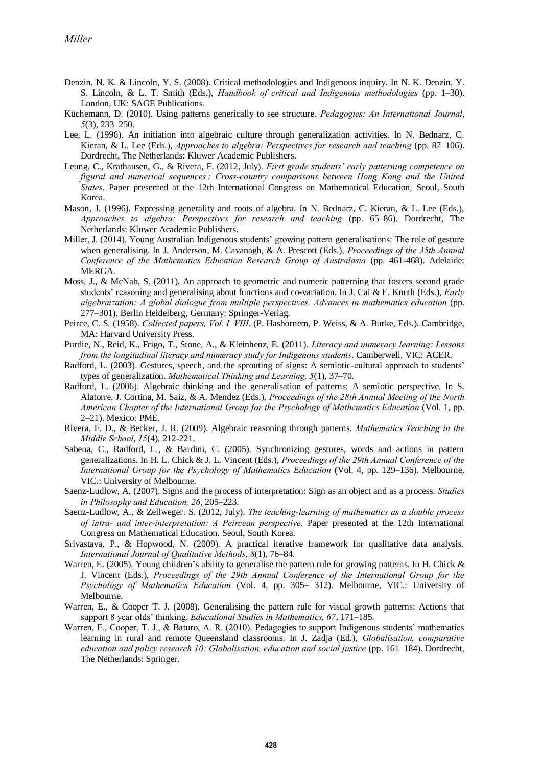Denzin, N. K. & Lincoln, Y. S. (2008). Critical methodologies and Indigenous inquiry. In N. K. Denzin, Y. S. Lincoln, & L. T. Smith (Eds.), *Handbook of critical and Indigenous methodologies* (pp. 1–30). London, UK: SAGE Publications.

Küchemann, D. (2010). Using patterns generically to see structure. *Pedagogies: An International Journal*, *5*(3), 233–250.

Lee, L. (1996). An initiation into algebraic culture through generalization activities. In N. Bednarz, C. Kieran, & L. Lee (Eds.), *Approaches to algebra: Perspectives for research and teaching* (pp. 87–106). Dordrecht, The Netherlands: Kluwer Academic Publishers.

Leung, C., Krathausen, G., & Rivera, F. (2012, July). *First grade students' early patterning competence on figural and numerical sequences: Cross-country comparisons between Hong Kong and the United States*. Paper presented at the 12th International Congress on Mathematical Education, Seoul, South Korea.

Mason, J. (1996). Expressing generality and roots of algebra. In N. Bednarz, C. Kieran, & L. Lee (Eds.), *Approaches to algebra: Perspectives for research and teaching* (pp. 65–86). Dordrecht, The Netherlands: Kluwer Academic Publishers.

Miller, J. (2014). Young Australian Indigenous students' growing pattern generalisations: The role of gesture when generalising. In J. Anderson, M. Cavanagh, & A. Prescott (Eds.), *Proceedings of the 35th Annual Conference of the Mathematics Education Research Group of Australasia* (pp. 461-468). Adelaide: MERGA.

Moss, J., & McNab, S. (2011). An approach to geometric and numeric patterning that fosters second grade students' reasoning and generalising about functions and co-variation. In J. Cai & E. Knuth (Eds.), *Early algebraization: A global dialogue from multiple perspectives. Advances in mathematics education* (pp. 277–301). Berlin Heidelberg, Germany: Springer-Verlag.

Peirce, C. S. (1958). *Collected papers, Vol. I–VIII*. (P. Hashornem, P. Weiss, & A. Burke, Eds.). Cambridge, MA: Harvard University Press.

Purdie, N., Reid, K., Frigo, T., Stone, A., & Kleinhenz, E. (2011). *Literacy and numeracy learning: Lessons from the longitudinal literacy and numeracy study for Indigenous students*. Camberwell, VIC: ACER.

Radford, L. (2003). Gestures, speech, and the sprouting of signs: A semiotic-cultural approach to students' types of generalization. *Mathematical Thinking and Learning, 5*(1), 37–70.

Radford, L. (2006). Algebraic thinking and the generalisation of patterns: A semiotic perspective. In S. Alatorre, J. Cortina, M. Saiz, & A. Mendez (Eds.), *Proceedings of the 28th Annual Meeting of the North American Chapter of the International Group for the Psychology of Mathematics Education* (Vol. 1, pp. 2–21). Mexico: PME.

Rivera, F. D., & Becker, J. R. (2009). Algebraic reasoning through patterns. *Mathematics Teaching in the Middle School*, *15*(4), 212-221.

Sabena, C., Radford, L., & Bardini, C. (2005). Synchronizing gestures, words and actions in pattern generalizations. In H. L. Chick & J. L. Vincent (Eds.), *Proceedings of the 29th Annual Conference of the International Group for the Psychology of Mathematics Education* (Vol. 4, pp. 129–136). Melbourne, VIC.: University of Melbourne.

Saenz-Ludlow, A. (2007). Signs and the process of interpretation: Sign as an object and as a process. *Studies in Philosophy and Education, 26*, 205–223.

Saenz-Ludlow, A., & Zellweger. S. (2012, July). *The teaching-learning of mathematics as a double process of intra- and inter-interpretation: A Peircean perspective.* Paper presented at the 12th International Congress on Mathematical Education. Seoul, South Korea.

Srivastava, P., & Hopwood, N. (2009). A practical iterative framework for qualitative data analysis. *International Journal of Qualitative Methods*, *8*(1), 76–84.

Warren, E. (2005). Young children's ability to generalise the pattern rule for growing patterns. In H. Chick & J. Vincent (Eds.), *Proceedings of the 29th Annual Conference of the International Group for the Psychology of Mathematics Education* (Vol. 4, pp. 305– 312). Melbourne, VIC.: University of Melbourne.

Warren, E., & Cooper T. J. (2008). Generalising the pattern rule for visual growth patterns: Actions that support 8 year olds' thinking. *Educational Studies in Mathematics, 67*, 171–185.

Warren, E., Cooper, T. J., & Baturo, A. R. (2010). Pedagogies to support Indigenous students' mathematics learning in rural and remote Queensland classrooms. In J. Zadja (Ed.), *Globalisation, comparative education and policy research 10: Globalisation, education and social justice* (pp. 161–184). Dordrecht, The Netherlands: Springer.